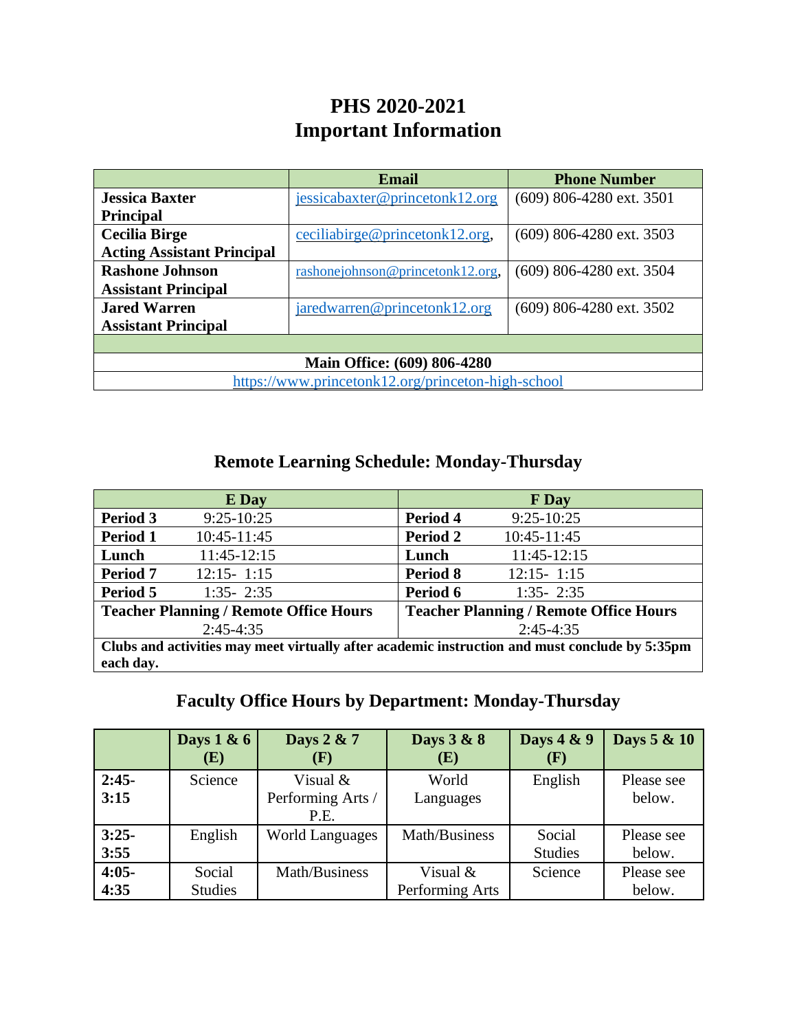# PHS 2020-2021
# Important Information

| | Email | Phone Number |
|---|---|---|
| **Jessica Baxter**<br>**Principal** | jessicabaxter@princetonk12.org | (609) 806-4280 ext. 3501 |
| **Cecilia Birge**<br>**Acting Assistant Principal** | ceciliabirge@princetonk12.org, | (609) 806-4280 ext. 3503 |
| **Rashone Johnson**<br>**Assistant Principal** | rashonejohnson@princetonk12.org, | (609) 806-4280 ext. 3504 |
| **Jared Warren**<br>**Assistant Principal** | jaredwarren@princetonk12.org | (609) 806-4280 ext. 3502 |
| | | |
| **Main Office: (609) 806-4280** | | |
| https://www.princetonk12.org/princeton-high-school | | |

## Remote Learning Schedule: Monday-Thursday

| E Day | | F Day | |
|---|---|---|---|
| **Period 3** | 9:25-10:25 | **Period 4** | 9:25-10:25 |
| **Period 1** | 10:45-11:45 | **Period 2** | 10:45-11:45 |
| **Lunch** | 11:45-12:15 | **Lunch** | 11:45-12:15 |
| **Period 7** | 12:15- 1:15 | **Period 8** | 12:15- 1:15 |
| **Period 5** | 1:35- 2:35 | **Period 6** | 1:35- 2:35 |
| **Teacher Planning / Remote Office Hours** 2:45-4:35 | | **Teacher Planning / Remote Office Hours** 2:45-4:35 | |
| **Clubs and activities may meet virtually after academic instruction and must conclude by 5:35pm each day.** | | | |

## Faculty Office Hours by Department: Monday-Thursday

| | Days 1 & 6 (E) | Days 2 & 7 (F) | Days 3 & 8 (E) | Days 4 & 9 (F) | Days 5 & 10 |
|---|---|---|---|---|---|
| **2:45-3:15** | Science | Visual & Performing Arts / P.E. | World Languages | English | Please see below. |
| **3:25-3:55** | English | World Languages | Math/Business | Social Studies | Please see below. |
| **4:05-4:35** | Social Studies | Math/Business | Visual & Performing Arts | Science | Please see below. |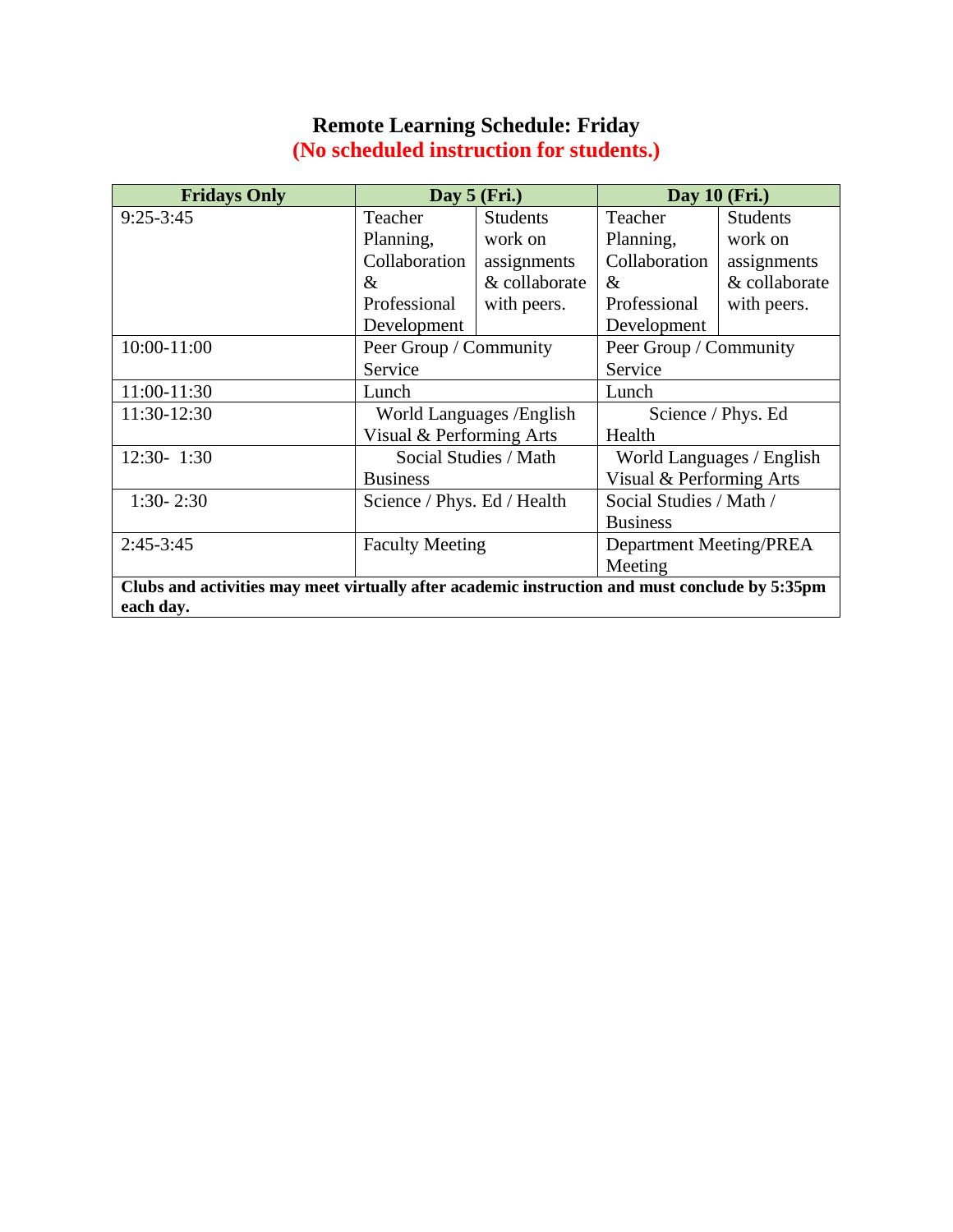**Remote Learning Schedule: Friday**
**(No scheduled instruction for students.)**

| Fridays Only | Day 5 (Fri.) | | Day 10 (Fri.) | |
|---|---|---|---|---|
| 9:25-3:45 | Teacher Planning, Collaboration & Professional Development | Students work on assignments & collaborate with peers. | Teacher Planning, Collaboration & Professional Development | Students work on assignments & collaborate with peers. |
| 10:00-11:00 | Peer Group / Community Service | | Peer Group / Community Service | |
| 11:00-11:30 | Lunch | | Lunch | |
| 11:30-12:30 | World Languages /English Visual & Performing Arts | | Science / Phys. Ed Health | |
| 12:30- 1:30 | Social Studies / Math Business | | World Languages / English Visual & Performing Arts | |
| 1:30- 2:30 | Science / Phys. Ed / Health | | Social Studies / Math / Business | |
| 2:45-3:45 | Faculty Meeting | | Department Meeting/PREA Meeting | |
| **Clubs and activities may meet virtually after academic instruction and must conclude by 5:35pm each day.** | | | | |